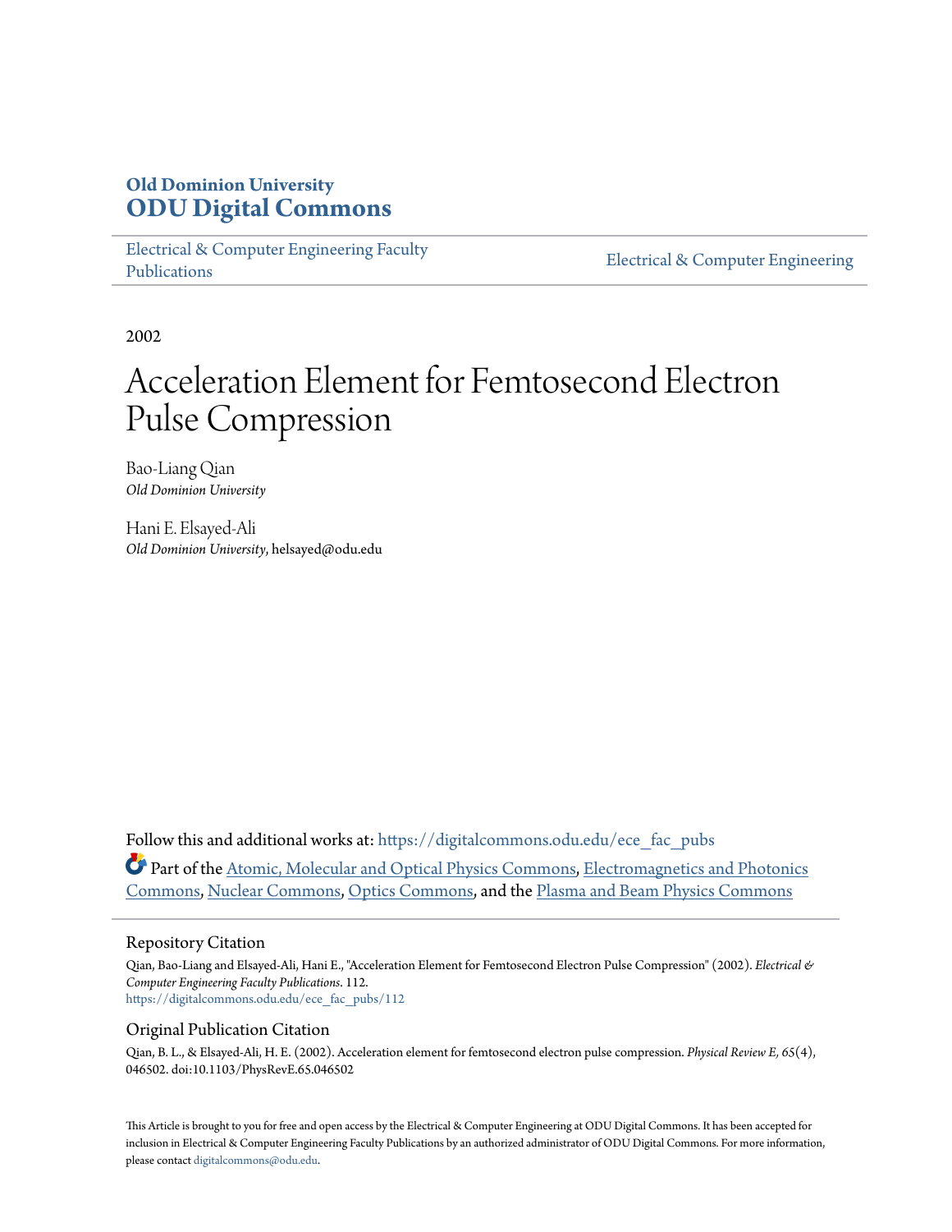**Old Dominion University**
**ODU Digital Commons**

Electrical & Computer Engineering Faculty Publications | Electrical & Computer Engineering

2002

# Acceleration Element for Femtosecond Electron Pulse Compression

Bao-Liang Qian
*Old Dominion University*

Hani E. Elsayed-Ali
*Old Dominion University*, helsayed@odu.edu

Follow this and additional works at: https://digitalcommons.odu.edu/ece_fac_pubs

Part of the Atomic, Molecular and Optical Physics Commons, Electromagnetics and Photonics Commons, Nuclear Commons, Optics Commons, and the Plasma and Beam Physics Commons

## Repository Citation

Qian, Bao-Liang and Elsayed-Ali, Hani E., "Acceleration Element for Femtosecond Electron Pulse Compression" (2002). *Electrical & Computer Engineering Faculty Publications*. 112.
https://digitalcommons.odu.edu/ece_fac_pubs/112

## Original Publication Citation

Qian, B. L., & Elsayed-Ali, H. E. (2002). Acceleration element for femtosecond electron pulse compression. *Physical Review E, 65*(4), 046502. doi:10.1103/PhysRevE.65.046502

This Article is brought to you for free and open access by the Electrical & Computer Engineering at ODU Digital Commons. It has been accepted for inclusion in Electrical & Computer Engineering Faculty Publications by an authorized administrator of ODU Digital Commons. For more information, please contact digitalcommons@odu.edu.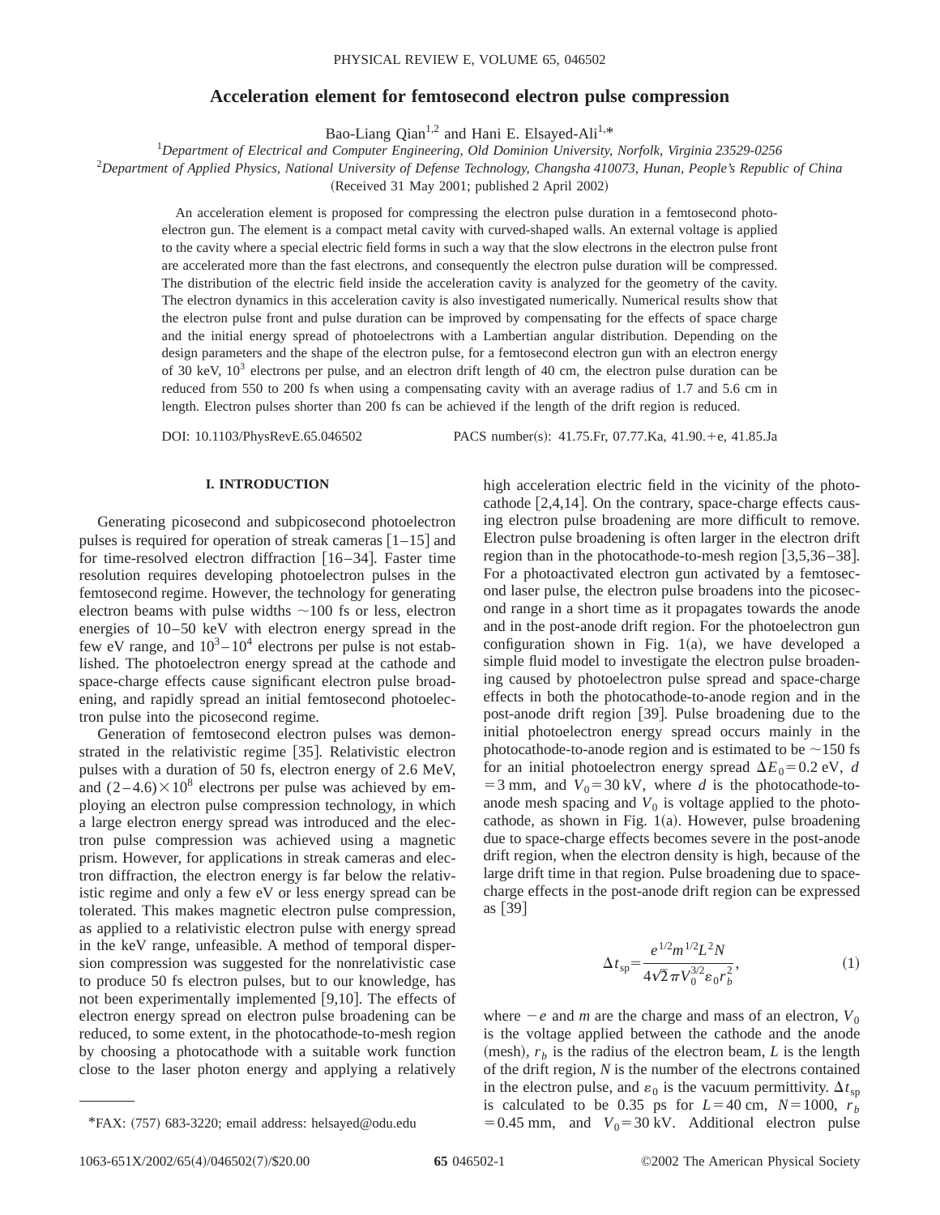# Acceleration element for femtosecond electron pulse compression

Bao-Liang Qian[1,2] and Hani E. Elsayed-Ali[1,*]

[1]*Department of Electrical and Computer Engineering, Old Dominion University, Norfolk, Virginia 23529-0256*

[2]*Department of Applied Physics, National University of Defense Technology, Changsha 410073, Hunan, People's Republic of China*

(Received 31 May 2001; published 2 April 2002)

An acceleration element is proposed for compressing the electron pulse duration in a femtosecond photoelectron gun. The element is a compact metal cavity with curved-shaped walls. An external voltage is applied to the cavity where a special electric field forms in such a way that the slow electrons in the electron pulse front are accelerated more than the fast electrons, and consequently the electron pulse duration will be compressed. The distribution of the electric field inside the acceleration cavity is analyzed for the geometry of the cavity. The electron dynamics in this acceleration cavity is also investigated numerically. Numerical results show that the electron pulse front and pulse duration can be improved by compensating for the effects of space charge and the initial energy spread of photoelectrons with a Lambertian angular distribution. Depending on the design parameters and the shape of the electron pulse, for a femtosecond electron gun with an electron energy of 30 keV, $10^3$ electrons per pulse, and an electron drift length of 40 cm, the electron pulse duration can be reduced from 550 to 200 fs when using a compensating cavity with an average radius of 1.7 and 5.6 cm in length. Electron pulses shorter than 200 fs can be achieved if the length of the drift region is reduced.

DOI: 10.1103/PhysRevE.65.046502 PACS number(s): 41.75.Fr, 07.77.Ka, 41.90.+e, 41.85.Ja

## I. INTRODUCTION

Generating picosecond and subpicosecond photoelectron pulses is required for operation of streak cameras [1–15] and for time-resolved electron diffraction [16–34]. Faster time resolution requires developing photoelectron pulses in the femtosecond regime. However, the technology for generating electron beams with pulse widths ~100 fs or less, electron energies of 10–50 keV with electron energy spread in the few eV range, and $10^3$–$10^4$ electrons per pulse is not established. The photoelectron energy spread at the cathode and space-charge effects cause significant electron pulse broadening, and rapidly spread an initial femtosecond photoelectron pulse into the picosecond regime.

Generation of femtosecond electron pulses was demonstrated in the relativistic regime [35]. Relativistic electron pulses with a duration of 50 fs, electron energy of 2.6 MeV, and $(2-4.6)\times 10^8$ electrons per pulse was achieved by employing an electron pulse compression technology, in which a large electron energy spread was introduced and the electron pulse compression was achieved using a magnetic prism. However, for applications in streak cameras and electron diffraction, the electron energy is far below the relativistic regime and only a few eV or less energy spread can be tolerated. This makes magnetic electron pulse compression, as applied to a relativistic electron pulse with energy spread in the keV range, unfeasible. A method of temporal dispersion compression was suggested for the nonrelativistic case to produce 50 fs electron pulses, but to our knowledge, has not been experimentally implemented [9,10]. The effects of electron energy spread on electron pulse broadening can be reduced, to some extent, in the photocathode-to-mesh region by choosing a photocathode with a suitable work function close to the laser photon energy and applying a relatively high acceleration electric field in the vicinity of the photocathode [2,4,14]. On the contrary, space-charge effects causing electron pulse broadening are more difficult to remove. Electron pulse broadening is often larger in the electron drift region than in the photocathode-to-mesh region [3,5,36–38]. For a photoactivated electron gun activated by a femtosecond laser pulse, the electron pulse broadens into the picosecond range in a short time as it propagates towards the anode and in the post-anode drift region. For the photoelectron gun configuration shown in Fig. 1(a), we have developed a simple fluid model to investigate the electron pulse broadening caused by photoelectron pulse spread and space-charge effects in both the photocathode-to-anode region and in the post-anode drift region [39]. Pulse broadening due to the initial photoelectron energy spread occurs mainly in the photocathode-to-anode region and is estimated to be ~150 fs for an initial photoelectron energy spread $\Delta E_0 = 0.2$ eV, $d = 3$ mm, and $V_0 = 30$ kV, where $d$ is the photocathode-to-anode mesh spacing and $V_0$ is voltage applied to the photocathode, as shown in Fig. 1(a). However, pulse broadening due to space-charge effects becomes severe in the post-anode drift region, when the electron density is high, because of the large drift time in that region. Pulse broadening due to space-charge effects in the post-anode drift region can be expressed as [39]

$$\Delta t_{\text{sp}} = \frac{e^{1/2} m^{1/2} L^2 N}{4\sqrt{2}\pi V_0^{3/2} \varepsilon_0 r_b^2}, \tag{1}$$

where $-e$ and $m$ are the charge and mass of an electron, $V_0$ is the voltage applied between the cathode and the anode (mesh), $r_b$ is the radius of the electron beam, $L$ is the length of the drift region, $N$ is the number of the electrons contained in the electron pulse, and $\varepsilon_0$ is the vacuum permittivity. $\Delta t_{\text{sp}}$ is calculated to be 0.35 ps for $L = 40$ cm, $N = 1000$, $r_b = 0.45$ mm, and $V_0 = 30$ kV. Additional electron pulse

*FAX: (757) 683-3220; email address: helsayed@odu.edu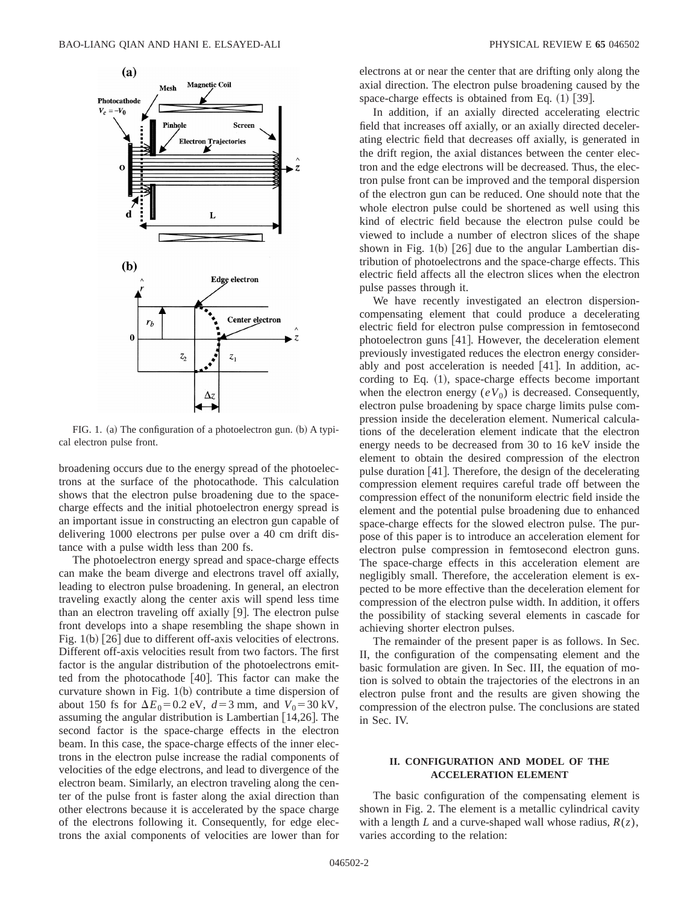FIG. 1. (a) The configuration of a photoelectron gun. (b) A typical electron pulse front.

broadening occurs due to the energy spread of the photoelectrons at the surface of the photocathode. This calculation shows that the electron pulse broadening due to the space-charge effects and the initial photoelectron energy spread is an important issue in constructing an electron gun capable of delivering 1000 electrons per pulse over a 40 cm drift distance with a pulse width less than 200 fs.

The photoelectron energy spread and space-charge effects can make the beam diverge and electrons travel off axially, leading to electron pulse broadening. In general, an electron traveling exactly along the center axis will spend less time than an electron traveling off axially [9]. The electron pulse front develops into a shape resembling the shape shown in Fig. 1(b) [26] due to different off-axis velocities of electrons. Different off-axis velocities result from two factors. The first factor is the angular distribution of the photoelectrons emitted from the photocathode [40]. This factor can make the curvature shown in Fig. 1(b) contribute a time dispersion of about 150 fs for $\Delta E_0 = 0.2$ eV, $d = 3$ mm, and $V_0 = 30$ kV, assuming the angular distribution is Lambertian [14,26]. The second factor is the space-charge effects in the electron beam. In this case, the space-charge effects of the inner electrons in the electron pulse increase the radial components of velocities of the edge electrons, and lead to divergence of the electron beam. Similarly, an electron traveling along the center of the pulse front is faster along the axial direction than other electrons because it is accelerated by the space charge of the electrons following it. Consequently, for edge electrons the axial components of velocities are lower than for electrons at or near the center that are drifting only along the axial direction. The electron pulse broadening caused by the space-charge effects is obtained from Eq. (1) [39].

In addition, if an axially directed accelerating electric field that increases off axially, or an axially directed decelerating electric field that decreases off axially, is generated in the drift region, the axial distances between the center electron and the edge electrons will be decreased. Thus, the electron pulse front can be improved and the temporal dispersion of the electron gun can be reduced. One should note that the whole electron pulse could be shortened as well using this kind of electric field because the electron pulse could be viewed to include a number of electron slices of the shape shown in Fig. 1(b) [26] due to the angular Lambertian distribution of photoelectrons and the space-charge effects. This electric field affects all the electron slices when the electron pulse passes through it.

We have recently investigated an electron dispersion-compensating element that could produce a decelerating electric field for electron pulse compression in femtosecond photoelectron guns [41]. However, the deceleration element previously investigated reduces the electron energy considerably and post acceleration is needed [41]. In addition, according to Eq. (1), space-charge effects become important when the electron energy ($eV_0$) is decreased. Consequently, electron pulse broadening by space charge limits pulse compression inside the deceleration element. Numerical calculations of the deceleration element indicate that the electron energy needs to be decreased from 30 to 16 keV inside the element to obtain the desired compression of the electron pulse duration [41]. Therefore, the design of the decelerating compression element requires careful trade off between the compression effect of the nonuniform electric field inside the element and the potential pulse broadening due to enhanced space-charge effects for the slowed electron pulse. The purpose of this paper is to introduce an acceleration element for electron pulse compression in femtosecond electron guns. The space-charge effects in this acceleration element are negligibly small. Therefore, the acceleration element is expected to be more effective than the deceleration element for compression of the electron pulse width. In addition, it offers the possibility of stacking several elements in cascade for achieving shorter electron pulses.

The remainder of the present paper is as follows. In Sec. II, the configuration of the compensating element and the basic formulation are given. In Sec. III, the equation of motion is solved to obtain the trajectories of the electrons in an electron pulse front and the results are given showing the compression of the electron pulse. The conclusions are stated in Sec. IV.

## II. CONFIGURATION AND MODEL OF THE ACCELERATION ELEMENT

The basic configuration of the compensating element is shown in Fig. 2. The element is a metallic cylindrical cavity with a length $L$ and a curve-shaped wall whose radius, $R(z)$, varies according to the relation: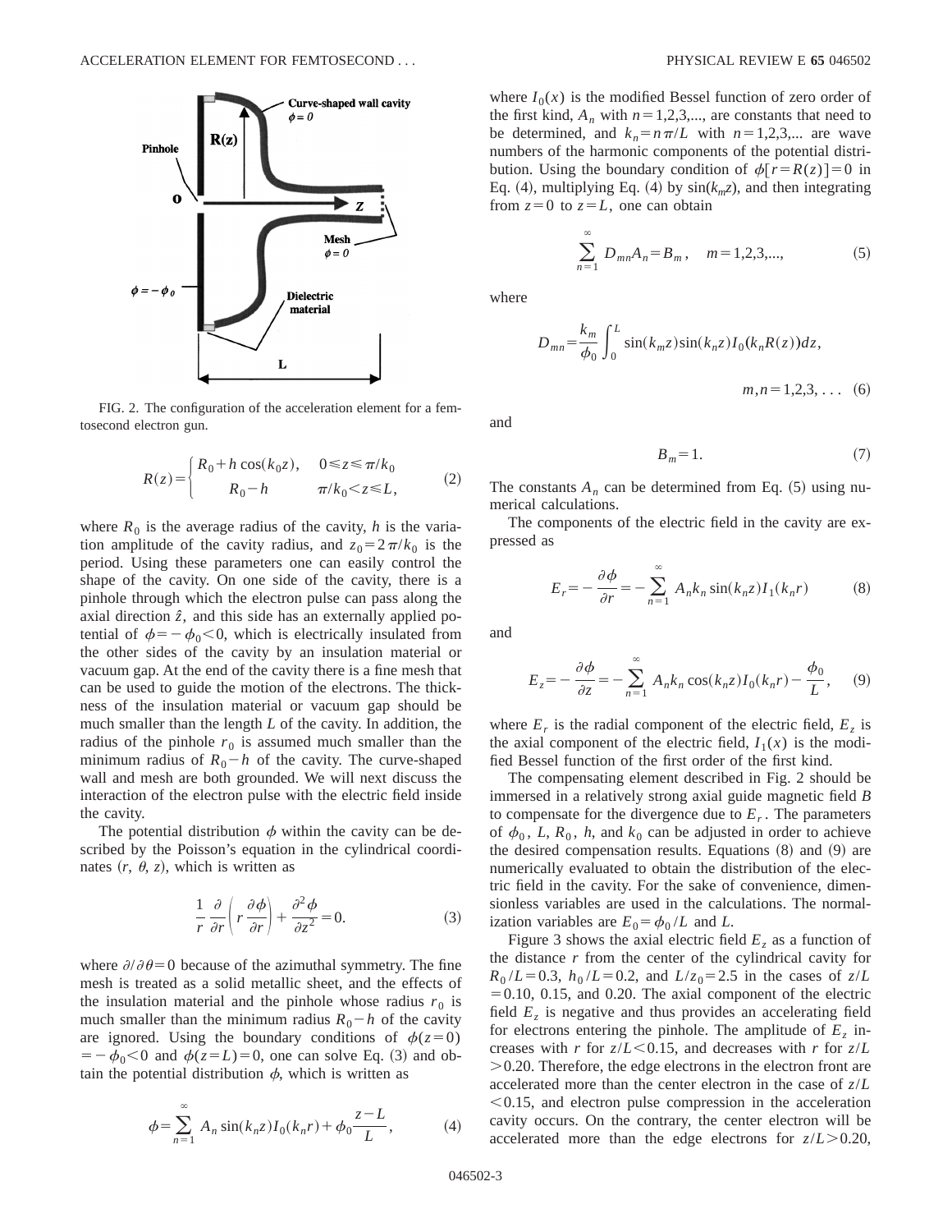FIG. 2. The configuration of the acceleration element for a femtosecond electron gun.

$$R(z)=\begin{cases} R_0+h\cos(k_0 z), & 0\leq z\leq \pi/k_0 \\ R_0-h & \pi/k_0<z\leq L, \end{cases} \tag{2}$$

where $R_0$ is the average radius of the cavity, $h$ is the variation amplitude of the cavity radius, and $z_0=2\pi/k_0$ is the period. Using these parameters one can easily control the shape of the cavity. On one side of the cavity, there is a pinhole through which the electron pulse can pass along the axial direction $\hat{z}$, and this side has an externally applied potential of $\phi=-\phi_0<0$, which is electrically insulated from the other sides of the cavity by an insulation material or vacuum gap. At the end of the cavity there is a fine mesh that can be used to guide the motion of the electrons. The thickness of the insulation material or vacuum gap should be much smaller than the length $L$ of the cavity. In addition, the radius of the pinhole $r_0$ is assumed much smaller than the minimum radius of $R_0-h$ of the cavity. The curve-shaped wall and mesh are both grounded. We will next discuss the interaction of the electron pulse with the electric field inside the cavity.

The potential distribution $\phi$ within the cavity can be described by the Poisson's equation in the cylindrical coordinates $(r,\ \theta,\ z)$, which is written as

$$\frac{1}{r}\frac{\partial}{\partial r}\left(r\frac{\partial \phi}{\partial r}\right)+\frac{\partial^2\phi}{\partial z^2}=0. \tag{3}$$

where $\partial/\partial\theta=0$ because of the azimuthal symmetry. The fine mesh is treated as a solid metallic sheet, and the effects of the insulation material and the pinhole whose radius $r_0$ is much smaller than the minimum radius $R_0-h$ of the cavity are ignored. Using the boundary conditions of $\phi(z=0)=-\phi_0<0$ and $\phi(z=L)=0$, one can solve Eq. (3) and obtain the potential distribution $\phi$, which is written as

$$\phi=\sum_{n=1}^{\infty}A_n\sin(k_n z)I_0(k_n r)+\phi_0\frac{z-L}{L}, \tag{4}$$

where $I_0(x)$ is the modified Bessel function of zero order of the first kind, $A_n$ with $n=1,2,3,...$, are constants that need to be determined, and $k_n=n\pi/L$ with $n=1,2,3,...$ are wave numbers of the harmonic components of the potential distribution. Using the boundary condition of $\phi[r=R(z)]=0$ in Eq. (4), multiplying Eq. (4) by $\sin(k_m z)$, and then integrating from $z=0$ to $z=L$, one can obtain

$$\sum_{n=1}^{\infty}D_{mn}A_n=B_m,\quad m=1,2,3,..., \tag{5}$$

where

$$D_{mn}=\frac{k_m}{\phi_0}\int_0^L\sin(k_m z)\sin(k_n z)I_0(k_n R(z))dz,$$

$$m,n=1,2,3,\ldots \tag{6}$$

and

$$B_m=1. \tag{7}$$

The constants $A_n$ can be determined from Eq. (5) using numerical calculations.

The components of the electric field in the cavity are expressed as

$$E_r=-\frac{\partial\phi}{\partial r}=-\sum_{n=1}^{\infty}A_n k_n\sin(k_n z)I_1(k_n r) \tag{8}$$

and

$$E_z=-\frac{\partial\phi}{\partial z}=-\sum_{n=1}^{\infty}A_n k_n\cos(k_n z)I_0(k_n r)-\frac{\phi_0}{L}, \tag{9}$$

where $E_r$ is the radial component of the electric field, $E_z$ is the axial component of the electric field, $I_1(x)$ is the modified Bessel function of the first order of the first kind.

The compensating element described in Fig. 2 should be immersed in a relatively strong axial guide magnetic field $B$ to compensate for the divergence due to $E_r$. The parameters of $\phi_0$, $L$, $R_0$, $h$, and $k_0$ can be adjusted in order to achieve the desired compensation results. Equations (8) and (9) are numerically evaluated to obtain the distribution of the electric field in the cavity. For the sake of convenience, dimensionless variables are used in the calculations. The normalization variables are $E_0=\phi_0/L$ and $L$.

Figure 3 shows the axial electric field $E_z$ as a function of the distance $r$ from the center of the cylindrical cavity for $R_0/L=0.3$, $h_0/L=0.2$, and $L/z_0=2.5$ in the cases of $z/L=0.10$, 0.15, and 0.20. The axial component of the electric field $E_z$ is negative and thus provides an accelerating field for electrons entering the pinhole. The amplitude of $E_z$ increases with $r$ for $z/L<0.15$, and decreases with $r$ for $z/L>0.20$. Therefore, the edge electrons in the electron front are accelerated more than the center electron in the case of $z/L<0.15$, and electron pulse compression in the acceleration cavity occurs. On the contrary, the center electron will be accelerated more than the edge electrons for $z/L>0.20$,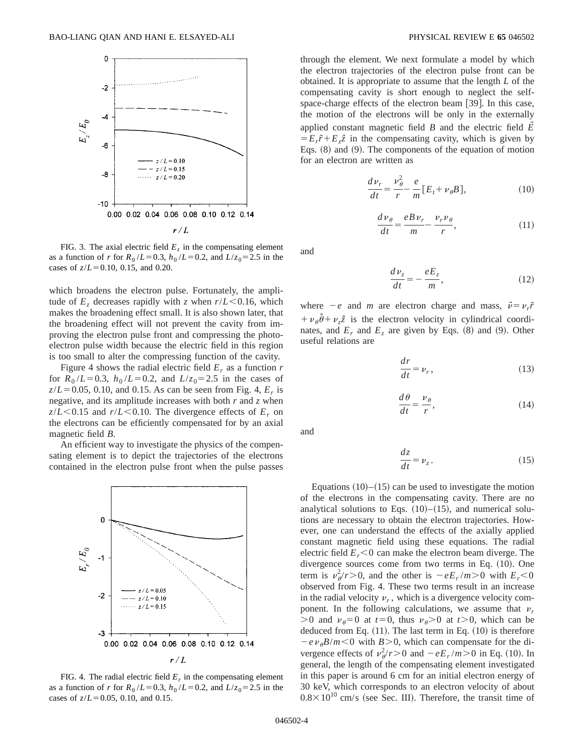FIG. 3. The axial electric field $E_z$ in the compensating element as a function of $r$ for $R_0/L = 0.3$, $h_0/L = 0.2$, and $L/z_0 = 2.5$ in the cases of $z/L = 0.10$, 0.15, and 0.20.

which broadens the electron pulse. Fortunately, the amplitude of $E_z$ decreases rapidly with $z$ when $r/L < 0.16$, which makes the broadening effect small. It is also shown later, that the broadening effect will not prevent the cavity from improving the electron pulse front and compressing the photoelectron pulse width because the electric field in this region is too small to alter the compressing function of the cavity.

Figure 4 shows the radial electric field $E_r$ as a function $r$ for $R_0/L = 0.3$, $h_0/L = 0.2$, and $L/z_0 = 2.5$ in the cases of $z/L = 0.05$, 0.10, and 0.15. As can be seen from Fig. 4, $E_r$ is negative, and its amplitude increases with both $r$ and $z$ when $z/L < 0.15$ and $r/L < 0.10$. The divergence effects of $E_r$ on the electrons can be efficiently compensated for by an axial magnetic field $B$.

An efficient way to investigate the physics of the compensating element is to depict the trajectories of the electrons contained in the electron pulse front when the pulse passes through the element. We next formulate a model by which the electron trajectories of the electron pulse front can be obtained. It is appropriate to assume that the length $L$ of the compensating cavity is short enough to neglect the self-space-charge effects of the electron beam [39]. In this case, the motion of the electrons will be only in the externally applied constant magnetic field $B$ and the electric field $\vec{E} = E_r\hat{r} + E_z\hat{z}$ in the compensating cavity, which is given by Eqs. (8) and (9). The components of the equation of motion for an electron are written as

$$\frac{d\nu_r}{dt} = \frac{\nu_\theta^2}{r} - \frac{e}{m}[E_t + \nu_\theta B], \tag{10}$$

$$\frac{d\nu_\theta}{dt} = \frac{eB\nu_r}{m} - \frac{\nu_r\nu_\theta}{r}, \tag{11}$$

and

$$\frac{d\nu_z}{dt} = -\frac{eE_z}{m}, \tag{12}$$

where $-e$ and $m$ are electron charge and mass, $\vec{\nu} = \nu_r\hat{r} + \nu_\theta\hat{\theta} + \nu_z\hat{z}$ is the electron velocity in cylindrical coordinates, and $E_r$ and $E_z$ are given by Eqs. (8) and (9). Other useful relations are

$$\frac{dr}{dt} = \nu_r, \tag{13}$$

$$\frac{d\theta}{dt} = \frac{\nu_\theta}{r}, \tag{14}$$

and

$$\frac{dz}{dt} = \nu_z. \tag{15}$$

Equations (10)–(15) can be used to investigate the motion of the electrons in the compensating cavity. There are no analytical solutions to Eqs. (10)–(15), and numerical solutions are necessary to obtain the electron trajectories. However, one can understand the effects of the axially applied constant magnetic field using these equations. The radial electric field $E_r < 0$ can make the electron beam diverge. The divergence sources come from two terms in Eq. (10). One term is $\nu_\theta^2/r > 0$, and the other is $-eE_r/m > 0$ with $E_r < 0$ observed from Fig. 4. These two terms result in an increase in the radial velocity $\nu_r$, which is a divergence velocity component. In the following calculations, we assume that $\nu_r > 0$ and $\nu_\theta = 0$ at $t = 0$, thus $\nu_\theta > 0$ at $t > 0$, which can be deduced from Eq. (11). The last term in Eq. (10) is therefore $-e\nu_\theta B/m < 0$ with $B > 0$, which can compensate for the divergence effects of $\nu_\theta^2/r > 0$ and $-eE_r/m > 0$ in Eq. (10). In general, the length of the compensating element investigated in this paper is around 6 cm for an initial electron energy of 30 keV, which corresponds to an electron velocity of about $0.8 \times 10^{10}$ cm/s (see Sec. III). Therefore, the transit time of

FIG. 4. The radial electric field $E_r$ in the compensating element as a function of $r$ for $R_0/L = 0.3$, $h_0/L = 0.2$, and $L/z_0 = 2.5$ in the cases of $z/L = 0.05$, 0.10, and 0.15.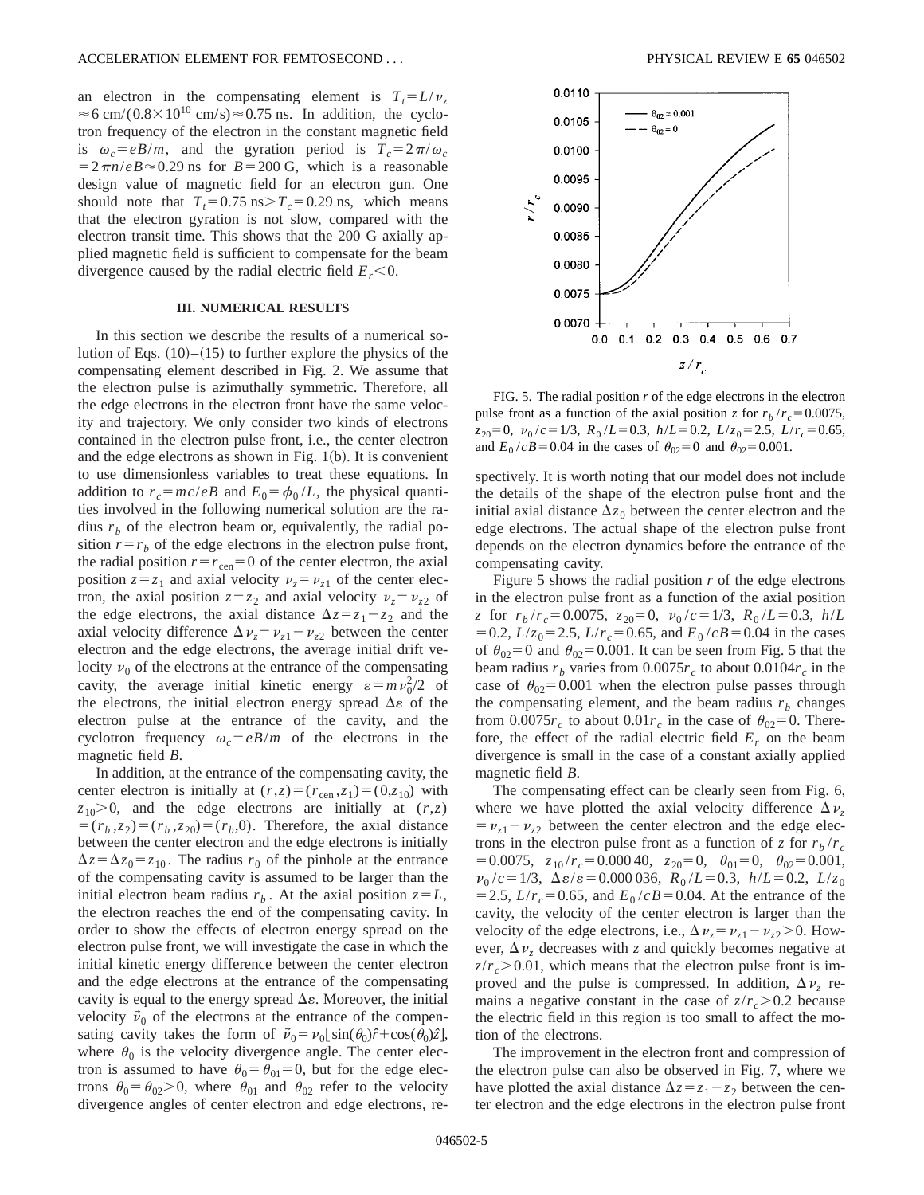an electron in the compensating element is $T_t = L/\nu_z \approx 6\ \mathrm{cm}/(0.8\times10^{10}\ \mathrm{cm/s}) \approx 0.75\ \mathrm{ns}$. In addition, the cyclotron frequency of the electron in the constant magnetic field is $\omega_c = eB/m$, and the gyration period is $T_c = 2\pi/\omega_c = 2\pi n/eB \approx 0.29\ \mathrm{ns}$ for $B = 200\ \mathrm{G}$, which is a reasonable design value of magnetic field for an electron gun. One should note that $T_t = 0.75\ \mathrm{ns} > T_c = 0.29\ \mathrm{ns}$, which means that the electron gyration is not slow, compared with the electron transit time. This shows that the 200 G axially applied magnetic field is sufficient to compensate for the beam divergence caused by the radial electric field $E_r < 0$.

## III. NUMERICAL RESULTS

In this section we describe the results of a numerical solution of Eqs. (10)–(15) to further explore the physics of the compensating element described in Fig. 2. We assume that the electron pulse is azimuthally symmetric. Therefore, all the edge electrons in the electron front have the same velocity and trajectory. We only consider two kinds of electrons contained in the electron pulse front, i.e., the center electron and the edge electrons as shown in Fig. 1(b). It is convenient to use dimensionless variables to treat these equations. In addition to $r_c = mc/eB$ and $E_0 = \phi_0/L$, the physical quantities involved in the following numerical solution are the radius $r_b$ of the electron beam or, equivalently, the radial position $r = r_b$ of the edge electrons in the electron pulse front, the radial position $r = r_{\mathrm{cen}} = 0$ of the center electron, the axial position $z = z_1$ and axial velocity $\nu_z = \nu_{z1}$ of the center electron, the axial position $z = z_2$ and axial velocity $\nu_z = \nu_{z2}$ of the edge electrons, the axial distance $\Delta z = z_1 - z_2$ and the axial velocity difference $\Delta\nu_z = \nu_{z1} - \nu_{z2}$ between the center electron and the edge electrons, the average initial drift velocity $\nu_0$ of the electrons at the entrance of the compensating cavity, the average initial kinetic energy $\varepsilon = m\nu_0^2/2$ of the electrons, the initial electron energy spread $\Delta\varepsilon$ of the electron pulse at the entrance of the cavity, and the cyclotron frequency $\omega_c = eB/m$ of the electrons in the magnetic field $B$.

In addition, at the entrance of the compensating cavity, the center electron is initially at $(r,z) = (r_{\mathrm{cen}}, z_1) = (0, z_{10})$ with $z_{10} > 0$, and the edge electrons are initially at $(r,z) = (r_b, z_2) = (r_b, z_{20}) = (r_b, 0)$. Therefore, the axial distance between the center electron and the edge electrons is initially $\Delta z = \Delta z_0 = z_{10}$. The radius $r_0$ of the pinhole at the entrance of the compensating cavity is assumed to be larger than the initial electron beam radius $r_b$. At the axial position $z = L$, the electron reaches the end of the compensating cavity. In order to show the effects of electron energy spread on the electron pulse front, we will investigate the case in which the initial kinetic energy difference between the center electron and the edge electrons at the entrance of the compensating cavity is equal to the energy spread $\Delta\varepsilon$. Moreover, the initial velocity $\vec{\nu}_0$ of the electrons at the entrance of the compensating cavity takes the form of $\vec{\nu}_0 = \nu_0[\sin(\theta_0)\hat{r} + \cos(\theta_0)\hat{z}]$, where $\theta_0$ is the velocity divergence angle. The center electron is assumed to have $\theta_0 = \theta_{01} = 0$, but for the edge electrons $\theta_0 = \theta_{02} > 0$, where $\theta_{01}$ and $\theta_{02}$ refer to the velocity divergence angles of center electron and edge electrons, respectively. It is worth noting that our model does not include the details of the shape of the electron pulse front and the initial axial distance $\Delta z_0$ between the center electron and the edge electrons. The actual shape of the electron pulse front depends on the electron dynamics before the entrance of the compensating cavity.

FIG. 5. The radial position $r$ of the edge electrons in the electron pulse front as a function of the axial position $z$ for $r_b/r_c = 0.0075$, $z_{20} = 0$, $\nu_0/c = 1/3$, $R_0/L = 0.3$, $h/L = 0.2$, $L/z_0 = 2.5$, $L/r_c = 0.65$, and $E_0/cB = 0.04$ in the cases of $\theta_{02} = 0$ and $\theta_{02} = 0.001$.

Figure 5 shows the radial position $r$ of the edge electrons in the electron pulse front as a function of the axial position $z$ for $r_b/r_c = 0.0075$, $z_{20} = 0$, $\nu_0/c = 1/3$, $R_0/L = 0.3$, $h/L = 0.2$, $L/z_0 = 2.5$, $L/r_c = 0.65$, and $E_0/cB = 0.04$ in the cases of $\theta_{02} = 0$ and $\theta_{02} = 0.001$. It can be seen from Fig. 5 that the beam radius $r_b$ varies from $0.0075 r_c$ to about $0.0104 r_c$ in the case of $\theta_{02} = 0.001$ when the electron pulse passes through the compensating element, and the beam radius $r_b$ changes from $0.0075 r_c$ to about $0.01 r_c$ in the case of $\theta_{02} = 0$. Therefore, the effect of the radial electric field $E_r$ on the beam divergence is small in the case of a constant axially applied magnetic field $B$.

The compensating effect can be clearly seen from Fig. 6, where we have plotted the axial velocity difference $\Delta\nu_z = \nu_{z1} - \nu_{z2}$ between the center electron and the edge electrons in the electron pulse front as a function of $z$ for $r_b/r_c = 0.0075$, $z_{10}/r_c = 0.000\,40$, $z_{20} = 0$, $\theta_{01} = 0$, $\theta_{02} = 0.001$, $\nu_0/c = 1/3$, $\Delta\varepsilon/\varepsilon = 0.000\,036$, $R_0/L = 0.3$, $h/L = 0.2$, $L/z_0 = 2.5$, $L/r_c = 0.65$, and $E_0/cB = 0.04$. At the entrance of the cavity, the velocity of the center electron is larger than the velocity of the edge electrons, i.e., $\Delta\nu_z = \nu_{z1} - \nu_{z2} > 0$. However, $\Delta\nu_z$ decreases with $z$ and quickly becomes negative at $z/r_c > 0.01$, which means that the electron pulse front is improved and the pulse is compressed. In addition, $\Delta\nu_z$ remains a negative constant in the case of $z/r_c > 0.2$ because the electric field in this region is too small to affect the motion of the electrons.

The improvement in the electron front and compression of the electron pulse can also be observed in Fig. 7, where we have plotted the axial distance $\Delta z = z_1 - z_2$ between the center electron and the edge electrons in the electron pulse front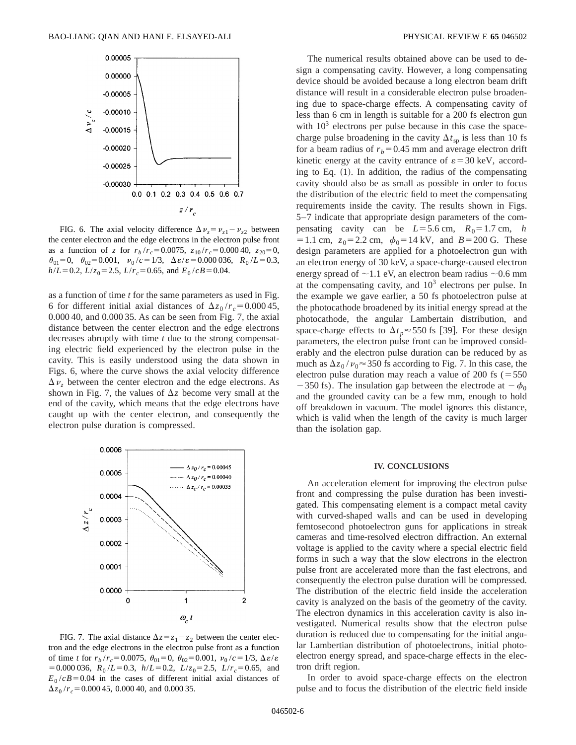FIG. 6. The axial velocity difference $\Delta v_z = v_{z1} - v_{z2}$ between the center electron and the edge electrons in the electron pulse front as a function of $z$ for $r_b/r_c = 0.0075$, $z_{10}/r_c = 0.000\,40$, $z_{20} = 0$, $\theta_{01} = 0$, $\theta_{02} = 0.001$, $v_0/c = 1/3$, $\Delta\varepsilon/\varepsilon = 0.000\,036$, $R_0/L = 0.3$, $h/L = 0.2$, $L/z_0 = 2.5$, $L/r_c = 0.65$, and $E_0/cB = 0.04$.

as a function of time $t$ for the same parameters as used in Fig. 6 for different initial axial distances of $\Delta z_0/r_c = 0.000\,45$, 0.000 40, and 0.000 35. As can be seen from Fig. 7, the axial distance between the center electron and the edge electrons decreases abruptly with time $t$ due to the strong compensating electric field experienced by the electron pulse in the cavity. This is easily understood using the data shown in Figs. 6, where the curve shows the axial velocity difference $\Delta v_z$ between the center electron and the edge electrons. As shown in Fig. 7, the values of $\Delta z$ become very small at the end of the cavity, which means that the edge electrons have caught up with the center electron, and consequently the electron pulse duration is compressed.

FIG. 7. The axial distance $\Delta z = z_1 - z_2$ between the center electron and the edge electrons in the electron pulse front as a function of time $t$ for $r_b/r_c = 0.0075$, $\theta_{01} = 0$, $\theta_{02} = 0.001$, $v_0/c = 1/3$, $\Delta\varepsilon/\varepsilon = 0.000\,036$, $R_0/L = 0.3$, $h/L = 0.2$, $L/z_0 = 2.5$, $L/r_c = 0.65$, and $E_0/cB = 0.04$ in the cases of different initial axial distances of $\Delta z_0/r_c = 0.000\,45$, 0.000 40, and 0.000 35.

The numerical results obtained above can be used to design a compensating cavity. However, a long compensating device should be avoided because a long electron beam drift distance will result in a considerable electron pulse broadening due to space-charge effects. A compensating cavity of less than 6 cm in length is suitable for a 200 fs electron gun with $10^3$ electrons per pulse because in this case the space-charge pulse broadening in the cavity $\Delta t_{\rm sp}$ is less than 10 fs for a beam radius of $r_b = 0.45$ mm and average electron drift kinetic energy at the cavity entrance of $\varepsilon = 30$ keV, according to Eq. (1). In addition, the radius of the compensating cavity should also be as small as possible in order to focus the distribution of the electric field to meet the compensating requirements inside the cavity. The results shown in Figs. 5–7 indicate that appropriate design parameters of the compensating cavity can be $L = 5.6$ cm, $R_0 = 1.7$ cm, $h = 1.1$ cm, $z_0 = 2.2$ cm, $\phi_0 = 14$ kV, and $B = 200$ G. These design parameters are applied for a photoelectron gun with an electron energy of 30 keV, a space-charge-caused electron energy spread of ~1.1 eV, an electron beam radius ~0.6 mm at the compensating cavity, and $10^3$ electrons per pulse. In the example we gave earlier, a 50 fs photoelectron pulse at the photocathode broadened by its initial energy spread at the photocathode, the angular Lambertain distribution, and space-charge effects to $\Delta t_p \approx 550$ fs [39]. For these design parameters, the electron pulse front can be improved considerably and the electron pulse duration can be reduced by as much as $\Delta z_0/v_0 \approx 350$ fs according to Fig. 7. In this case, the electron pulse duration may reach a value of 200 fs (=550 −350 fs). The insulation gap between the electrode at $-\phi_0$ and the grounded cavity can be a few mm, enough to hold off breakdown in vacuum. The model ignores this distance, which is valid when the length of the cavity is much larger than the isolation gap.

## IV. CONCLUSIONS

An acceleration element for improving the electron pulse front and compressing the pulse duration has been investigated. This compensating element is a compact metal cavity with curved-shaped walls and can be used in developing femtosecond photoelectron guns for applications in streak cameras and time-resolved electron diffraction. An external voltage is applied to the cavity where a special electric field forms in such a way that the slow electrons in the electron pulse front are accelerated more than the fast electrons, and consequently the electron pulse duration will be compressed. The distribution of the electric field inside the acceleration cavity is analyzed on the basis of the geometry of the cavity. The electron dynamics in this acceleration cavity is also investigated. Numerical results show that the electron pulse duration is reduced due to compensating for the initial angular Lambertian distribution of photoelectrons, initial photoelectron energy spread, and space-charge effects in the electron drift region.

In order to avoid space-charge effects on the electron pulse and to focus the distribution of the electric field inside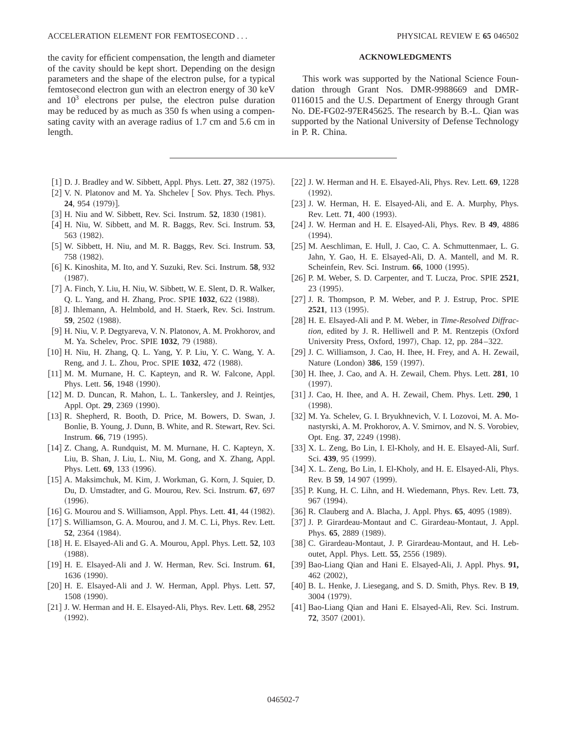the cavity for efficient compensation, the length and diameter of the cavity should be kept short. Depending on the design parameters and the shape of the electron pulse, for a typical femtosecond electron gun with an electron energy of 30 keV and $10^3$ electrons per pulse, the electron pulse duration may be reduced by as much as 350 fs when using a compensating cavity with an average radius of 1.7 cm and 5.6 cm in length.

## ACKNOWLEDGMENTS

This work was supported by the National Science Foundation through Grant Nos. DMR-9988669 and DMR-0116015 and the U.S. Department of Energy through Grant No. DE-FG02-97ER45625. The research by B.-L. Qian was supported by the National University of Defense Technology in P. R. China.

---

[1] D. J. Bradley and W. Sibbett, Appl. Phys. Lett. **27**, 382 (1975).

[2] V. N. Platonov and M. Ya. Shchelev [ Sov. Phys. Tech. Phys. **24**, 954 (1979)].

[3] H. Niu and W. Sibbett, Rev. Sci. Instrum. **52**, 1830 (1981).

[4] H. Niu, W. Sibbett, and M. R. Baggs, Rev. Sci. Instrum. **53**, 563 (1982).

[5] W. Sibbett, H. Niu, and M. R. Baggs, Rev. Sci. Instrum. **53**, 758 (1982).

[6] K. Kinoshita, M. Ito, and Y. Suzuki, Rev. Sci. Instrum. **58**, 932 (1987).

[7] A. Finch, Y. Liu, H. Niu, W. Sibbett, W. E. Slent, D. R. Walker, Q. L. Yang, and H. Zhang, Proc. SPIE **1032**, 622 (1988).

[8] J. Ihlemann, A. Helmbold, and H. Staerk, Rev. Sci. Instrum. **59**, 2502 (1988).

[9] H. Niu, V. P. Degtyareva, V. N. Platonov, A. M. Prokhorov, and M. Ya. Schelev, Proc. SPIE **1032**, 79 (1988).

[10] H. Niu, H. Zhang, Q. L. Yang, Y. P. Liu, Y. C. Wang, Y. A. Reng, and J. L. Zhou, Proc. SPIE **1032**, 472 (1988).

[11] M. M. Murnane, H. C. Kapteyn, and R. W. Falcone, Appl. Phys. Lett. **56**, 1948 (1990).

[12] M. D. Duncan, R. Mahon, L. L. Tankersley, and J. Reintjes, Appl. Opt. **29**, 2369 (1990).

[13] R. Shepherd, R. Booth, D. Price, M. Bowers, D. Swan, J. Bonlie, B. Young, J. Dunn, B. White, and R. Stewart, Rev. Sci. Instrum. **66**, 719 (1995).

[14] Z. Chang, A. Rundquist, M. M. Murnane, H. C. Kapteyn, X. Liu, B. Shan, J. Liu, L. Niu, M. Gong, and X. Zhang, Appl. Phys. Lett. **69**, 133 (1996).

[15] A. Maksimchuk, M. Kim, J. Workman, G. Korn, J. Squier, D. Du, D. Umstadter, and G. Mourou, Rev. Sci. Instrum. **67**, 697 (1996).

[16] G. Mourou and S. Williamson, Appl. Phys. Lett. **41**, 44 (1982).

[17] S. Williamson, G. A. Mourou, and J. M. C. Li, Phys. Rev. Lett. **52**, 2364 (1984).

[18] H. E. Elsayed-Ali and G. A. Mourou, Appl. Phys. Lett. **52**, 103 (1988).

[19] H. E. Elsayed-Ali and J. W. Herman, Rev. Sci. Instrum. **61**, 1636 (1990).

[20] H. E. Elsayed-Ali and J. W. Herman, Appl. Phys. Lett. **57**, 1508 (1990).

[21] J. W. Herman and H. E. Elsayed-Ali, Phys. Rev. Lett. **68**, 2952 (1992).

[22] J. W. Herman and H. E. Elsayed-Ali, Phys. Rev. Lett. **69**, 1228 (1992).

[23] J. W. Herman, H. E. Elsayed-Ali, and E. A. Murphy, Phys. Rev. Lett. **71**, 400 (1993).

[24] J. W. Herman and H. E. Elsayed-Ali, Phys. Rev. B **49**, 4886 (1994).

[25] M. Aeschliman, E. Hull, J. Cao, C. A. Schmuttenmaer, L. G. Jahn, Y. Gao, H. E. Elsayed-Ali, D. A. Mantell, and M. R. Scheinfein, Rev. Sci. Instrum. **66**, 1000 (1995).

[26] P. M. Weber, S. D. Carpenter, and T. Lucza, Proc. SPIE **2521**, 23 (1995).

[27] J. R. Thompson, P. M. Weber, and P. J. Estrup, Proc. SPIE **2521**, 113 (1995).

[28] H. E. Elsayed-Ali and P. M. Weber, in *Time-Resolved Diffraction*, edited by J. R. Helliwell and P. M. Rentzepis (Oxford University Press, Oxford, 1997), Chap. 12, pp. 284–322.

[29] J. C. Williamson, J. Cao, H. Ihee, H. Frey, and A. H. Zewail, Nature (London) **386**, 159 (1997).

[30] H. Ihee, J. Cao, and A. H. Zewail, Chem. Phys. Lett. **281**, 10 (1997).

[31] J. Cao, H. Ihee, and A. H. Zewail, Chem. Phys. Lett. **290**, 1 (1998).

[32] M. Ya. Schelev, G. I. Bryukhnevich, V. I. Lozovoi, M. A. Monastyrski, A. M. Prokhorov, A. V. Smirnov, and N. S. Vorobiev, Opt. Eng. **37**, 2249 (1998).

[33] X. L. Zeng, Bo Lin, I. El-Kholy, and H. E. Elsayed-Ali, Surf. Sci. **439**, 95 (1999).

[34] X. L. Zeng, Bo Lin, I. El-Kholy, and H. E. Elsayed-Ali, Phys. Rev. B **59**, 14 907 (1999).

[35] P. Kung, H. C. Lihn, and H. Wiedemann, Phys. Rev. Lett. **73**, 967 (1994).

[36] R. Clauberg and A. Blacha, J. Appl. Phys. **65**, 4095 (1989).

[37] J. P. Girardeau-Montaut and C. Girardeau-Montaut, J. Appl. Phys. **65**, 2889 (1989).

[38] C. Girardeau-Montaut, J. P. Girardeau-Montaut, and H. Leboutet, Appl. Phys. Lett. **55**, 2556 (1989).

[39] Bao-Liang Qian and Hani E. Elsayed-Ali, J. Appl. Phys. **91,** 462 (2002),

[40] B. L. Henke, J. Liesegang, and S. D. Smith, Phys. Rev. B **19**, 3004 (1979).

[41] Bao-Liang Qian and Hani E. Elsayed-Ali, Rev. Sci. Instrum. **72**, 3507 (2001).